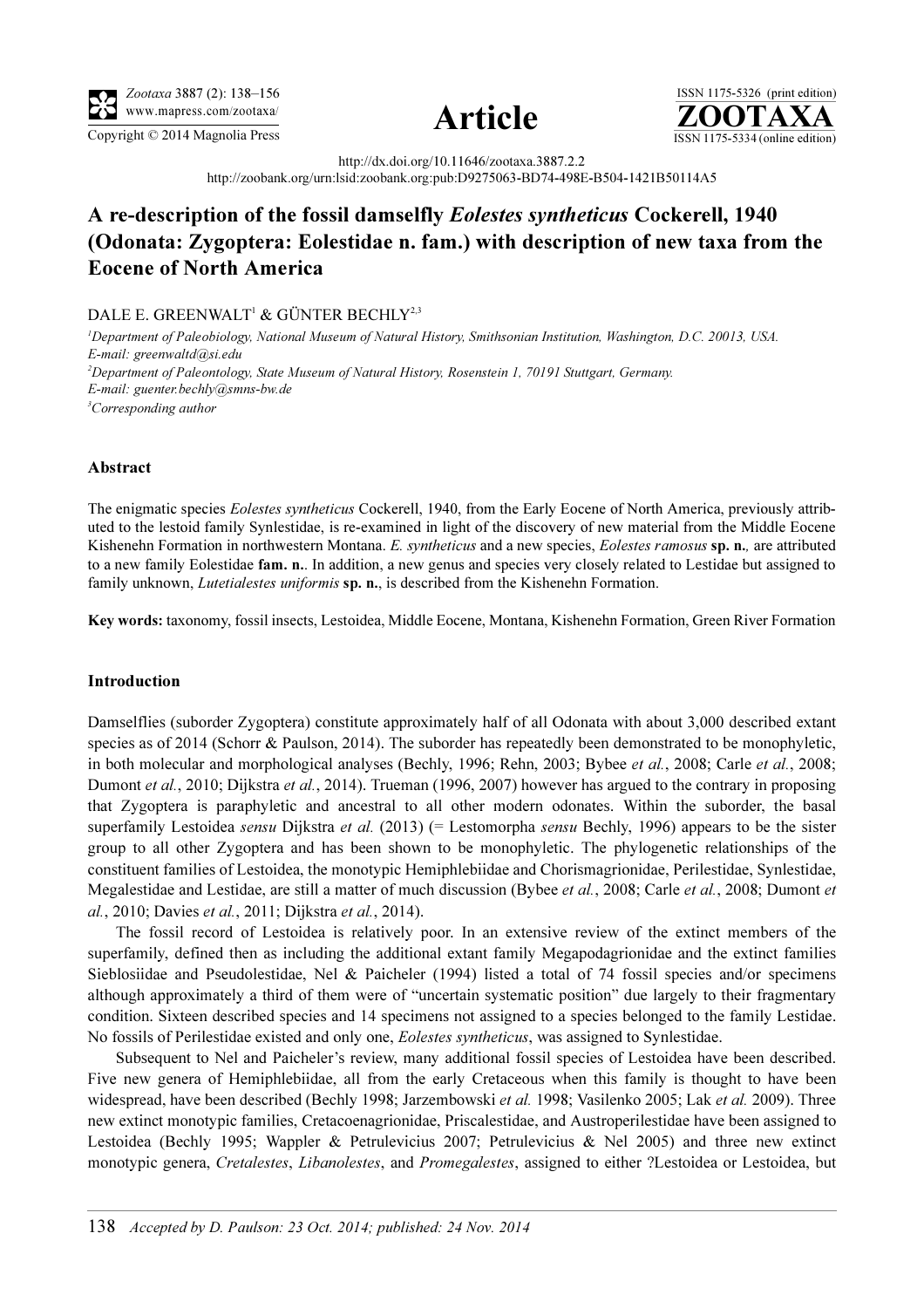http://dx.doi.org/10.11646/zootaxa.3887.2.2

http://zoobank.org/urn:lsid:zoobank.org:pub:D9275063-BD74-498E-B504-1421B50114A5

# A re-description of the fossil damselfly *Eolestes syntheticus* Cockerell, 1940 (Odonata: Zygoptera: Eolestidae n. fam.) with description of new taxa from the Eocene of North America

DALE E. GREENWALT[1] & GÜNTER BECHLY[2,3]

[1]*Department of Paleobiology, National Museum of Natural History, Smithsonian Institution, Washington, D.C. 20013, USA. E-mail: greenwaltd@si.edu*

[2]*Department of Paleontology, State Museum of Natural History, Rosenstein 1, 70191 Stuttgart, Germany. E-mail: guenter.bechly@smns-bw.de*

[3]*Corresponding author*

## Abstract

The enigmatic species *Eolestes syntheticus* Cockerell, 1940, from the Early Eocene of North America, previously attributed to the lestoid family Synlestidae, is re-examined in light of the discovery of new material from the Middle Eocene Kishenehn Formation in northwestern Montana. *E. syntheticus* and a new species, *Eolestes ramosus* **sp. n.**, are attributed to a new family Eolestidae **fam. n.**. In addition, a new genus and species very closely related to Lestidae but assigned to family unknown, *Lutetialestes uniformis* **sp. n.**, is described from the Kishenehn Formation.

**Key words:** taxonomy, fossil insects, Lestoidea, Middle Eocene, Montana, Kishenehn Formation, Green River Formation

## Introduction

Damselflies (suborder Zygoptera) constitute approximately half of all Odonata with about 3,000 described extant species as of 2014 (Schorr & Paulson, 2014). The suborder has repeatedly been demonstrated to be monophyletic, in both molecular and morphological analyses (Bechly, 1996; Rehn, 2003; Bybee *et al.*, 2008; Carle *et al.*, 2008; Dumont *et al.*, 2010; Dijkstra *et al.*, 2014). Trueman (1996, 2007) however has argued to the contrary in proposing that Zygoptera is paraphyletic and ancestral to all other modern odonates. Within the suborder, the basal superfamily Lestoidea *sensu* Dijkstra *et al.* (2013) (= Lestomorpha *sensu* Bechly, 1996) appears to be the sister group to all other Zygoptera and has been shown to be monophyletic. The phylogenetic relationships of the constituent families of Lestoidea, the monotypic Hemiphlebiidae and Chorismagrionidae, Perilestidae, Synlestidae, Megalestidae and Lestidae, are still a matter of much discussion (Bybee *et al.*, 2008; Carle *et al.*, 2008; Dumont *et al.*, 2010; Davies *et al.*, 2011; Dijkstra *et al.*, 2014).

The fossil record of Lestoidea is relatively poor. In an extensive review of the extinct members of the superfamily, defined then as including the additional extant family Megapodagrionidae and the extinct families Sieblosiidae and Pseudolestidae, Nel & Paicheler (1994) listed a total of 74 fossil species and/or specimens although approximately a third of them were of "uncertain systematic position" due largely to their fragmentary condition. Sixteen described species and 14 specimens not assigned to a species belonged to the family Lestidae. No fossils of Perilestidae existed and only one, *Eolestes syntheticus*, was assigned to Synlestidae.

Subsequent to Nel and Paicheler's review, many additional fossil species of Lestoidea have been described. Five new genera of Hemiphlebiidae, all from the early Cretaceous when this family is thought to have been widespread, have been described (Bechly 1998; Jarzembowski *et al.* 1998; Vasilenko 2005; Lak *et al.* 2009). Three new extinct monotypic families, Cretacoenagrionidae, Priscalestidae, and Austroperilestidae have been assigned to Lestoidea (Bechly 1995; Wappler & Petrulevicius 2007; Petrulevicius & Nel 2005) and three new extinct monotypic genera, *Cretalestes*, *Libanolestes*, and *Promegalestes*, assigned to either ?Lestoidea or Lestoidea, but

Accepted by D. Paulson: 23 Oct. 2014; published: 24 Nov. 2014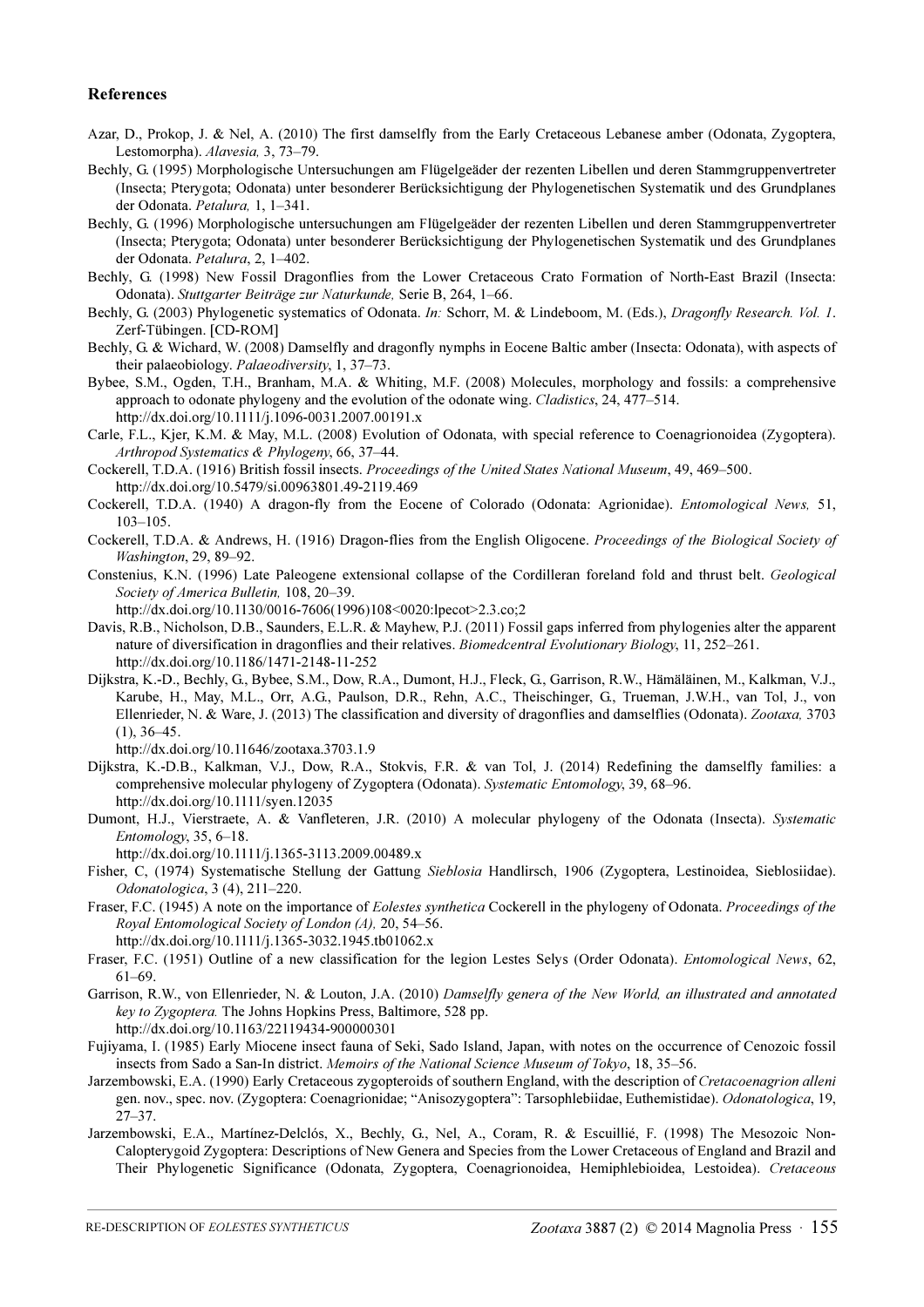### References

Azar, D., Prokop, J. & Nel, A. (2010) The first damselfly from the Early Cretaceous Lebanese amber (Odonata, Zygoptera, Lestomorpha). *Alavesia,* 3, 73–79.

Bechly, G. (1995) Morphologische Untersuchungen am Flügelgeäder der rezenten Libellen und deren Stammgruppenvertreter (Insecta; Pterygota; Odonata) unter besonderer Berücksichtigung der Phylogenetischen Systematik und des Grundplanes der Odonata. *Petalura,* 1, 1–341.

Bechly, G. (1996) Morphologische untersuchungen am Flügelgeäder der rezenten Libellen und deren Stammgruppenvertreter (Insecta; Pterygota; Odonata) unter besonderer Berücksichtigung der Phylogenetischen Systematik und des Grundplanes der Odonata. *Petalura*, 2, 1–402.

Bechly, G. (1998) New Fossil Dragonflies from the Lower Cretaceous Crato Formation of North-East Brazil (Insecta: Odonata). *Stuttgarter Beiträge zur Naturkunde,* Serie B, 264, 1–66.

Bechly, G. (2003) Phylogenetic systematics of Odonata. *In:* Schorr, M. & Lindeboom, M. (Eds.), *Dragonfly Research. Vol. 1*. Zerf-Tübingen. [CD-ROM]

Bechly, G. & Wichard, W. (2008) Damselfly and dragonfly nymphs in Eocene Baltic amber (Insecta: Odonata), with aspects of their palaeobiology. *Palaeodiversity*, 1, 37–73.

Bybee, S.M., Ogden, T.H., Branham, M.A. & Whiting, M.F. (2008) Molecules, morphology and fossils: a comprehensive approach to odonate phylogeny and the evolution of the odonate wing. *Cladistics*, 24, 477–514. http://dx.doi.org/10.1111/j.1096-0031.2007.00191.x

Carle, F.L., Kjer, K.M. & May, M.L. (2008) Evolution of Odonata, with special reference to Coenagrionoidea (Zygoptera). *Arthropod Systematics & Phylogeny*, 66, 37–44.

Cockerell, T.D.A. (1916) British fossil insects. *Proceedings of the United States National Museum*, 49, 469–500. http://dx.doi.org/10.5479/si.00963801.49-2119.469

Cockerell, T.D.A. (1940) A dragon-fly from the Eocene of Colorado (Odonata: Agrionidae). *Entomological News,* 51, 103–105.

Cockerell, T.D.A. & Andrews, H. (1916) Dragon-flies from the English Oligocene. *Proceedings of the Biological Society of Washington*, 29, 89–92.

Constenius, K.N. (1996) Late Paleogene extensional collapse of the Cordilleran foreland fold and thrust belt. *Geological Society of America Bulletin,* 108, 20–39. http://dx.doi.org/10.1130/0016-7606(1996)108<0020:lpecot>2.3.co;2

Davis, R.B., Nicholson, D.B., Saunders, E.L.R. & Mayhew, P.J. (2011) Fossil gaps inferred from phylogenies alter the apparent nature of diversification in dragonflies and their relatives. *Biomedcentral Evolutionary Biology*, 11, 252–261. http://dx.doi.org/10.1186/1471-2148-11-252

Dijkstra, K.-D., Bechly, G., Bybee, S.M., Dow, R.A., Dumont, H.J., Fleck, G., Garrison, R.W., Hämäläinen, M., Kalkman, V.J., Karube, H., May, M.L., Orr, A.G., Paulson, D.R., Rehn, A.C., Theischinger, G., Trueman, J.W.H., van Tol, J., von Ellenrieder, N. & Ware, J. (2013) The classification and diversity of dragonflies and damselflies (Odonata). *Zootaxa,* 3703 (1), 36–45. http://dx.doi.org/10.11646/zootaxa.3703.1.9

Dijkstra, K.-D.B., Kalkman, V.J., Dow, R.A., Stokvis, F.R. & van Tol, J. (2014) Redefining the damselfly families: a comprehensive molecular phylogeny of Zygoptera (Odonata). *Systematic Entomology*, 39, 68–96. http://dx.doi.org/10.1111/syen.12035

Dumont, H.J., Vierstraete, A. & Vanfleteren, J.R. (2010) A molecular phylogeny of the Odonata (Insecta). *Systematic Entomology*, 35, 6–18. http://dx.doi.org/10.1111/j.1365-3113.2009.00489.x

Fisher, C, (1974) Systematische Stellung der Gattung *Sieblosia* Handlirsch, 1906 (Zygoptera, Lestinoidea, Sieblosiidae). *Odonatologica*, 3 (4), 211–220.

Fraser, F.C. (1945) A note on the importance of *Eolestes synthetica* Cockerell in the phylogeny of Odonata. *Proceedings of the Royal Entomological Society of London (A),* 20, 54–56. http://dx.doi.org/10.1111/j.1365-3032.1945.tb01062.x

Fraser, F.C. (1951) Outline of a new classification for the legion Lestes Selys (Order Odonata). *Entomological News*, 62, 61–69.

Garrison, R.W., von Ellenrieder, N. & Louton, J.A. (2010) *Damselfly genera of the New World, an illustrated and annotated key to Zygoptera.* The Johns Hopkins Press, Baltimore, 528 pp. http://dx.doi.org/10.1163/22119434-900000301

Fujiyama, I. (1985) Early Miocene insect fauna of Seki, Sado Island, Japan, with notes on the occurrence of Cenozoic fossil insects from Sado a San-In district. *Memoirs of the National Science Museum of Tokyo*, 18, 35–56.

Jarzembowski, E.A. (1990) Early Cretaceous zygopteroids of southern England, with the description of *Cretacoenagrion alleni* gen. nov., spec. nov. (Zygoptera: Coenagrionidae; "Anisozygoptera": Tarsophlebiidae, Euthemistidae). *Odonatologica*, 19, 27–37.

Jarzembowski, E.A., Martínez-Delclós, X., Bechly, G., Nel, A., Coram, R. & Escuillié, F. (1998) The Mesozoic Non-Calopterygoid Zygoptera: Descriptions of New Genera and Species from the Lower Cretaceous of England and Brazil and Their Phylogenetic Significance (Odonata, Zygoptera, Coenagrionoidea, Hemiphlebioidea, Lestoidea). *Cretaceous*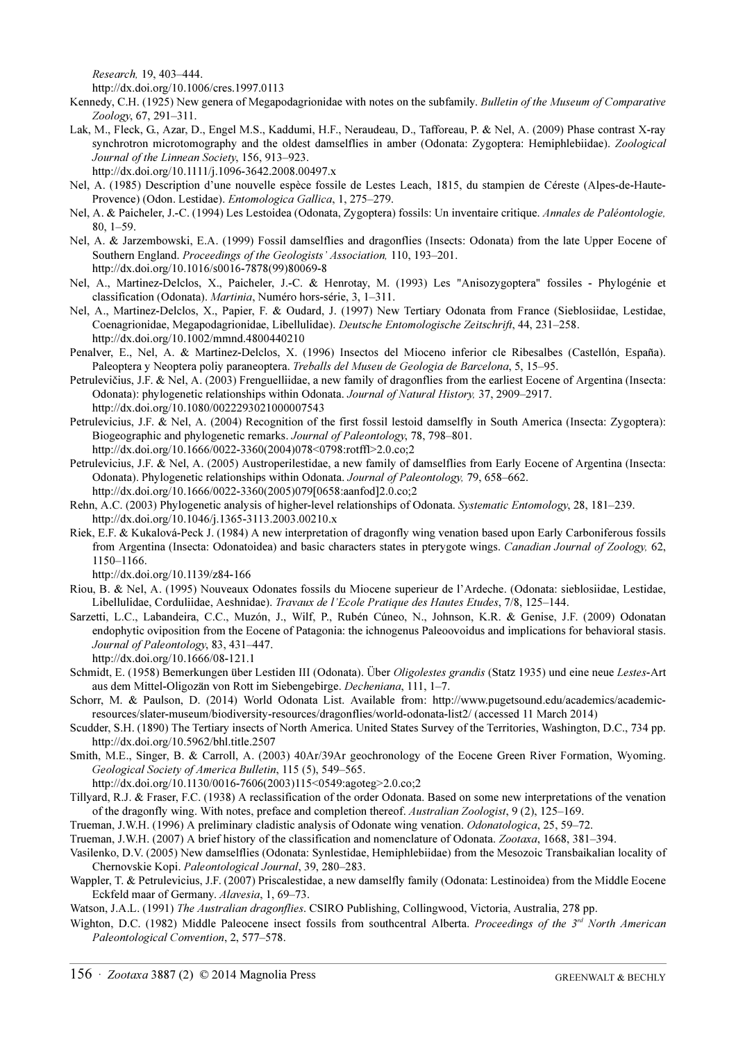*Research,* 19, 403–444.
http://dx.doi.org/10.1006/cres.1997.0113

Kennedy, C.H. (1925) New genera of Megapodagrionidae with notes on the subfamily. *Bulletin of the Museum of Comparative Zoology*, 67, 291–311.

Lak, M., Fleck, G., Azar, D., Engel M.S., Kaddumi, H.F., Neraudeau, D., Tafforeau, P. & Nel, A. (2009) Phase contrast X-ray synchrotron microtomography and the oldest damselflies in amber (Odonata: Zygoptera: Hemiphlebiidae). *Zoological Journal of the Linnean Society*, 156, 913–923.
http://dx.doi.org/10.1111/j.1096-3642.2008.00497.x

Nel, A. (1985) Description d'une nouvelle espèce fossile de Lestes Leach, 1815, du stampien de Céreste (Alpes-de-Haute-Provence) (Odon. Lestidae). *Entomologica Gallica*, 1, 275–279.

Nel, A. & Paicheler, J.-C. (1994) Les Lestoidea (Odonata, Zygoptera) fossils: Un inventaire critique. *Annales de Paléontologie,* 80, 1–59.

Nel, A. & Jarzembowski, E.A. (1999) Fossil damselflies and dragonflies (Insects: Odonata) from the late Upper Eocene of Southern England. *Proceedings of the Geologists' Association,* 110, 193–201.
http://dx.doi.org/10.1016/s0016-7878(99)80069-8

Nel, A., Martinez-Delclos, X., Paicheler, J.-C. & Henrotay, M. (1993) Les "Anisozygoptera" fossiles - Phylogénie et classification (Odonata). *Martinia*, Numéro hors-série, 3, 1–311.

Nel, A., Martinez-Delclos, X., Papier, F. & Oudard, J. (1997) New Tertiary Odonata from France (Sieblosiidae, Lestidae, Coenagrionidae, Megapodagrionidae, Libellulidae). *Deutsche Entomologische Zeitschrift*, 44, 231–258.
http://dx.doi.org/10.1002/mmnd.4800440210

Penalver, E., Nel, A. & Martinez-Delclos, X. (1996) Insectos del Mioceno inferior cle Ribesalbes (Castellón, España). Paleoptera y Neoptera poliy paraneoptera. *Treballs del Museu de Geologia de Barcelona*, 5, 15–95.

Petrulevičius, J.F. & Nel, A. (2003) Frenguelliidae, a new family of dragonflies from the earliest Eocene of Argentina (Insecta: Odonata): phylogenetic relationships within Odonata. *Journal of Natural History,* 37, 2909–2917.
http://dx.doi.org/10.1080/0022293021000007543

Petrulevicius, J.F. & Nel, A. (2004) Recognition of the first fossil lestoid damselfly in South America (Insecta: Zygoptera): Biogeographic and phylogenetic remarks. *Journal of Paleontology*, 78, 798–801.
http://dx.doi.org/10.1666/0022-3360(2004)078<0798:rotffl>2.0.co;2

Petrulevicius, J.F. & Nel, A. (2005) Austroperilestidae, a new family of damselflies from Early Eocene of Argentina (Insecta: Odonata). Phylogenetic relationships within Odonata. *Journal of Paleontology,* 79, 658–662.
http://dx.doi.org/10.1666/0022-3360(2005)079[0658:aanfod]2.0.co;2

Rehn, A.C. (2003) Phylogenetic analysis of higher-level relationships of Odonata. *Systematic Entomology*, 28, 181–239.
http://dx.doi.org/10.1046/j.1365-3113.2003.00210.x

Riek, E.F. & Kukalová-Peck J. (1984) A new interpretation of dragonfly wing venation based upon Early Carboniferous fossils from Argentina (Insecta: Odonatoidea) and basic characters states in pterygote wings. *Canadian Journal of Zoology,* 62, 1150–1166.
http://dx.doi.org/10.1139/z84-166

Riou, B. & Nel, A. (1995) Nouveaux Odonates fossils du Miocene superieur de l'Ardeche. (Odonata: sieblosiidae, Lestidae, Libellulidae, Corduliidae, Aeshnidae). *Travaux de l'Ecole Pratique des Hautes Etudes*, 7/8, 125–144.

Sarzetti, L.C., Labandeira, C.C., Muzón, J., Wilf, P., Rubén Cúneo, N., Johnson, K.R. & Genise, J.F. (2009) Odonatan endophytic oviposition from the Eocene of Patagonia: the ichnogenus Paleoovoidus and implications for behavioral stasis. *Journal of Paleontology*, 83, 431–447.
http://dx.doi.org/10.1666/08-121.1

Schmidt, E. (1958) Bemerkungen über Lestiden III (Odonata). Über *Oligolestes grandis* (Statz 1935) und eine neue *Lestes*-Art aus dem Mittel-Oligozän von Rott im Siebengebirge. *Decheniana*, 111, 1–7.

Schorr, M. & Paulson, D. (2014) World Odonata List. Available from: http://www.pugetsound.edu/academics/academic-resources/slater-museum/biodiversity-resources/dragonflies/world-odonata-list2/ (accessed 11 March 2014)

Scudder, S.H. (1890) The Tertiary insects of North America. United States Survey of the Territories, Washington, D.C., 734 pp.
http://dx.doi.org/10.5962/bhl.title.2507

Smith, M.E., Singer, B. & Carroll, A. (2003) 40Ar/39Ar geochronology of the Eocene Green River Formation, Wyoming. *Geological Society of America Bulletin*, 115 (5), 549–565.
http://dx.doi.org/10.1130/0016-7606(2003)115<0549:agoteg>2.0.co;2

Tillyard, R.J. & Fraser, F.C. (1938) A reclassification of the order Odonata. Based on some new interpretations of the venation of the dragonfly wing. With notes, preface and completion thereof. *Australian Zoologist*, 9 (2), 125–169.

Trueman, J.W.H. (1996) A preliminary cladistic analysis of Odonate wing venation. *Odonatologica*, 25, 59–72.

Trueman, J.W.H. (2007) A brief history of the classification and nomenclature of Odonata. *Zootaxa*, 1668, 381–394.

Vasilenko, D.V. (2005) New damselflies (Odonata: Synlestidae, Hemiphlebiidae) from the Mesozoic Transbaikalian locality of Chernovskie Kopi. *Paleontological Journal*, 39, 280–283.

Wappler, T. & Petrulevicius, J.F. (2007) Priscalestidae, a new damselfly family (Odonata: Lestinoidea) from the Middle Eocene Eckfeld maar of Germany. *Alavesia*, 1, 69–73.

Watson, J.A.L. (1991) *The Australian dragonflies*. CSIRO Publishing, Collingwood, Victoria, Australia, 278 pp.

Wighton, D.C. (1982) Middle Paleocene insect fossils from southcentral Alberta. *Proceedings of the 3rd North American Paleontological Convention*, 2, 577–578.